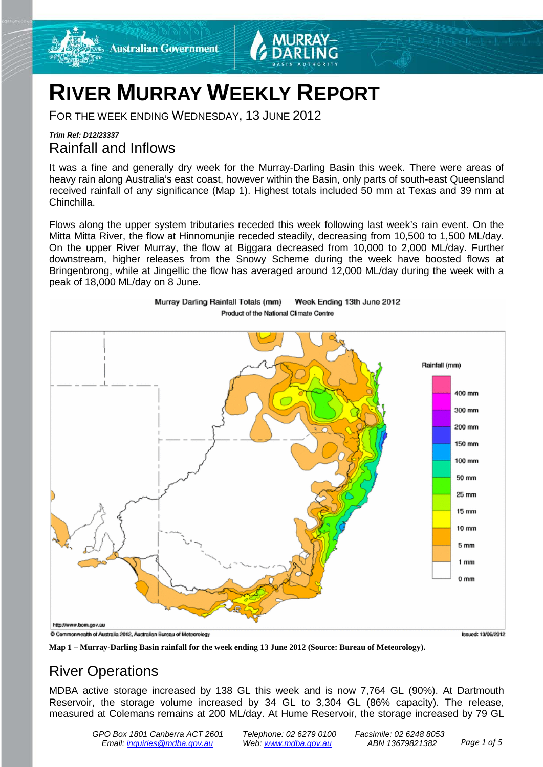# RIVER MURRAY WEEKLY REPORT

FOR THE WEEK ENDING WEDNESDAY, 13 JUNE 2012

***Trim Ref: D12/23337***

## Rainfall and Inflows

It was a fine and generally dry week for the Murray-Darling Basin this week. There were areas of heavy rain along Australia's east coast, however within the Basin, only parts of south-east Queensland received rainfall of any significance (Map 1). Highest totals included 50 mm at Texas and 39 mm at Chinchilla.

Flows along the upper system tributaries receded this week following last week's rain event. On the Mitta Mitta River, the flow at Hinnomunjie receded steadily, decreasing from 10,500 to 1,500 ML/day. On the upper River Murray, the flow at Biggara decreased from 10,000 to 2,000 ML/day. Further downstream, higher releases from the Snowy Scheme during the week have boosted flows at Bringenbrong, while at Jingellic the flow has averaged around 12,000 ML/day during the week with a peak of 18,000 ML/day on 8 June.

**Map 1 – Murray-Darling Basin rainfall for the week ending 13 June 2012 (Source: Bureau of Meteorology).**

## River Operations

MDBA active storage increased by 138 GL this week and is now 7,764 GL (90%). At Dartmouth Reservoir, the storage volume increased by 34 GL to 3,304 GL (86% capacity). The release, measured at Colemans remains at 200 ML/day. At Hume Reservoir, the storage increased by 79 GL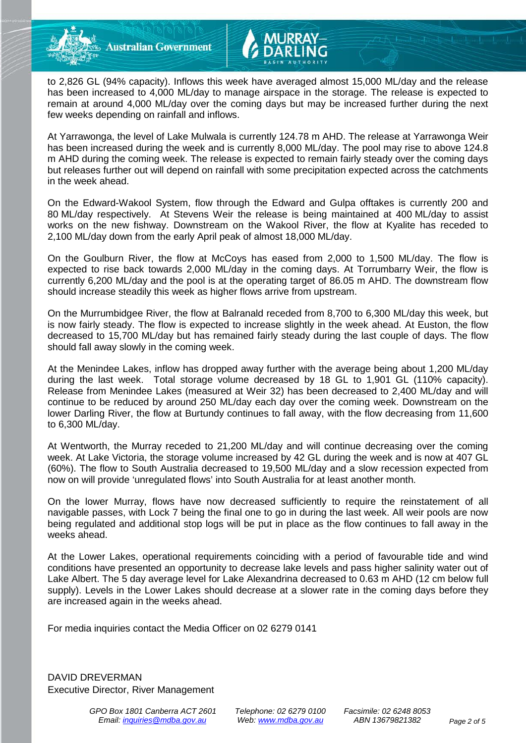to 2,826 GL (94% capacity). Inflows this week have averaged almost 15,000 ML/day and the release has been increased to 4,000 ML/day to manage airspace in the storage. The release is expected to remain at around 4,000 ML/day over the coming days but may be increased further during the next few weeks depending on rainfall and inflows.

At Yarrawonga, the level of Lake Mulwala is currently 124.78 m AHD. The release at Yarrawonga Weir has been increased during the week and is currently 8,000 ML/day. The pool may rise to above 124.8 m AHD during the coming week. The release is expected to remain fairly steady over the coming days but releases further out will depend on rainfall with some precipitation expected across the catchments in the week ahead.

On the Edward-Wakool System, flow through the Edward and Gulpa offtakes is currently 200 and 80 ML/day respectively. At Stevens Weir the release is being maintained at 400 ML/day to assist works on the new fishway. Downstream on the Wakool River, the flow at Kyalite has receded to 2,100 ML/day down from the early April peak of almost 18,000 ML/day.

On the Goulburn River, the flow at McCoys has eased from 2,000 to 1,500 ML/day. The flow is expected to rise back towards 2,000 ML/day in the coming days. At Torrumbarry Weir, the flow is currently 6,200 ML/day and the pool is at the operating target of 86.05 m AHD. The downstream flow should increase steadily this week as higher flows arrive from upstream.

On the Murrumbidgee River, the flow at Balranald receded from 8,700 to 6,300 ML/day this week, but is now fairly steady. The flow is expected to increase slightly in the week ahead. At Euston, the flow decreased to 15,700 ML/day but has remained fairly steady during the last couple of days. The flow should fall away slowly in the coming week.

At the Menindee Lakes, inflow has dropped away further with the average being about 1,200 ML/day during the last week. Total storage volume decreased by 18 GL to 1,901 GL (110% capacity). Release from Menindee Lakes (measured at Weir 32) has been decreased to 2,400 ML/day and will continue to be reduced by around 250 ML/day each day over the coming week. Downstream on the lower Darling River, the flow at Burtundy continues to fall away, with the flow decreasing from 11,600 to 6,300 ML/day.

At Wentworth, the Murray receded to 21,200 ML/day and will continue decreasing over the coming week. At Lake Victoria, the storage volume increased by 42 GL during the week and is now at 407 GL (60%). The flow to South Australia decreased to 19,500 ML/day and a slow recession expected from now on will provide 'unregulated flows' into South Australia for at least another month.

On the lower Murray, flows have now decreased sufficiently to require the reinstatement of all navigable passes, with Lock 7 being the final one to go in during the last week. All weir pools are now being regulated and additional stop logs will be put in place as the flow continues to fall away in the weeks ahead.

At the Lower Lakes, operational requirements coinciding with a period of favourable tide and wind conditions have presented an opportunity to decrease lake levels and pass higher salinity water out of Lake Albert. The 5 day average level for Lake Alexandrina decreased to 0.63 m AHD (12 cm below full supply). Levels in the Lower Lakes should decrease at a slower rate in the coming days before they are increased again in the weeks ahead.

For media inquiries contact the Media Officer on 02 6279 0141

DAVID DREVERMAN
Executive Director, River Management

*GPO Box 1801 Canberra ACT 2601 Email: inquiries@mdba.gov.au* | *Telephone: 02 6279 0100 Web: www.mdba.gov.au* | *Facsimile: 02 6248 8053 ABN 13679821382*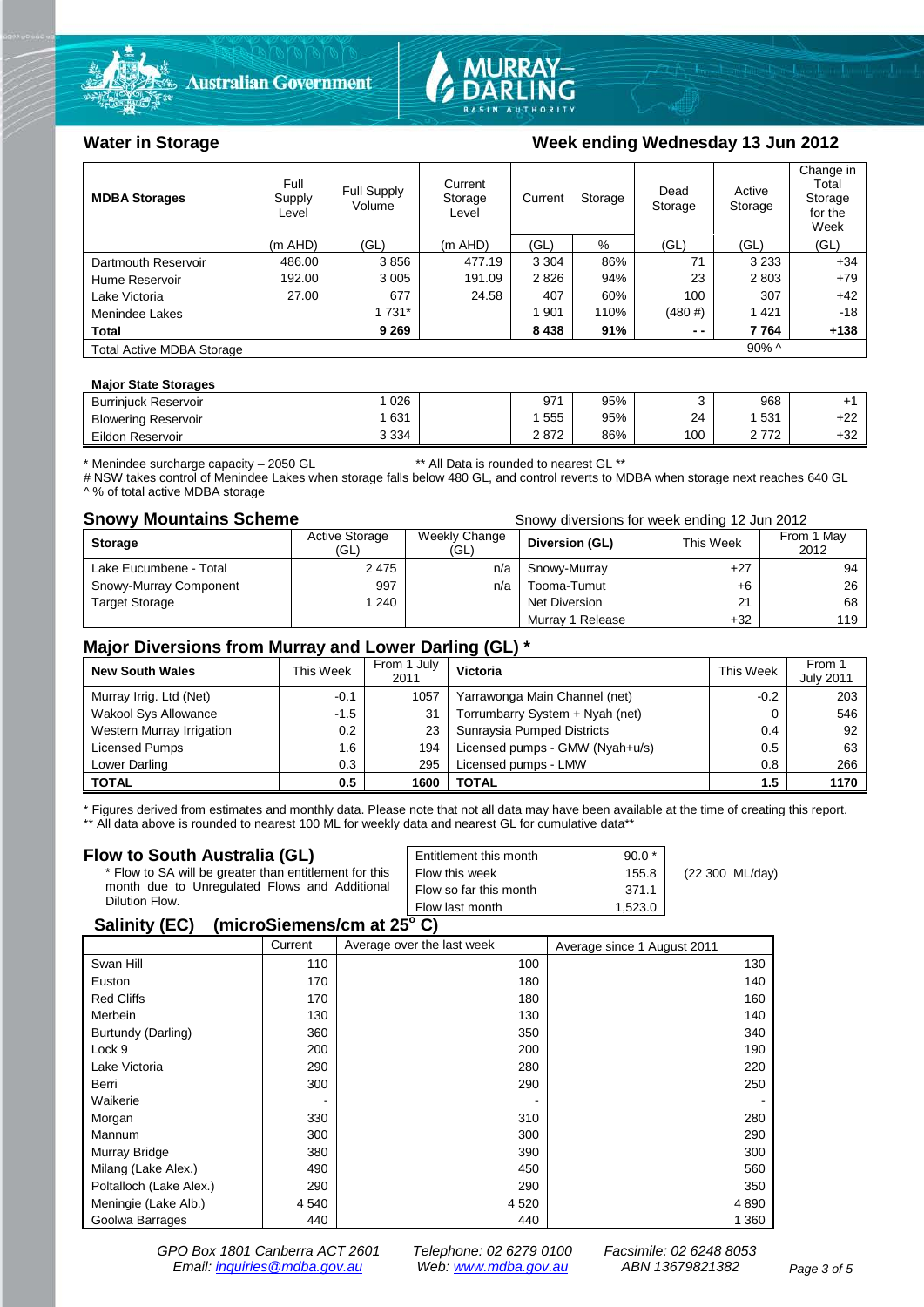## Water in Storage

**Week ending Wednesday 13 Jun 2012**

| MDBA Storages | Full Supply Level | Full Supply Volume | Current Storage Level | Current Storage | | Dead Storage | Active Storage | Change in Total Storage for the Week |
|---|---|---|---|---|---|---|---|---|
| | (m AHD) | (GL) | (m AHD) | (GL) | % | (GL) | (GL) | (GL) |
| Dartmouth Reservoir | 486.00 | 3 856 | 477.19 | 3 304 | 86% | 71 | 3 233 | +34 |
| Hume Reservoir | 192.00 | 3 005 | 191.09 | 2 826 | 94% | 23 | 2 803 | +79 |
| Lake Victoria | 27.00 | 677 | 24.58 | 407 | 60% | 100 | 307 | +42 |
| Menindee Lakes | | 1 731* | | 1 901 | 110% | (480 #) | 1 421 | -18 |
| **Total** | | **9 269** | | **8 438** | **91%** | **- -** | **7 764** | **+138** |
| Total Active MDBA Storage | | | | | | | 90% ^ | |

**Major State Storages**

| | | | | | | | |
|---|---|---|---|---|---|---|---|
| Burrinjuck Reservoir | 1 026 | | 971 | 95% | 3 | 968 | +1 |
| Blowering Reservoir | 1 631 | | 1 555 | 95% | 24 | 1 531 | +22 |
| Eildon Reservoir | 3 334 | | 2 872 | 86% | 100 | 2 772 | +32 |

\* Menindee surcharge capacity – 2050 GL ** All Data is rounded to nearest GL **
# NSW takes control of Menindee Lakes when storage falls below 480 GL, and control reverts to MDBA when storage next reaches 640 GL
^ % of total active MDBA storage

## Snowy Mountains Scheme

Snowy diversions for week ending 12 Jun 2012

| Storage | Active Storage (GL) | Weekly Change (GL) | Diversion (GL) | This Week | From 1 May 2012 |
|---|---|---|---|---|---|
| Lake Eucumbene - Total | 2 475 | n/a | Snowy-Murray | +27 | 94 |
| Snowy-Murray Component | 997 | n/a | Tooma-Tumut | +6 | 26 |
| Target Storage | 1 240 | | Net Diversion | 21 | 68 |
| | | | Murray 1 Release | +32 | 119 |

## Major Diversions from Murray and Lower Darling (GL) *

| New South Wales | This Week | From 1 July 2011 | Victoria | This Week | From 1 July 2011 |
|---|---|---|---|---|---|
| Murray Irrig. Ltd (Net) | -0.1 | 1057 | Yarrawonga Main Channel (net) | -0.2 | 203 |
| Wakool Sys Allowance | -1.5 | 31 | Torrumbarry System + Nyah (net) | 0 | 546 |
| Western Murray Irrigation | 0.2 | 23 | Sunraysia Pumped Districts | 0.4 | 92 |
| Licensed Pumps | 1.6 | 194 | Licensed pumps - GMW (Nyah+u/s) | 0.5 | 63 |
| Lower Darling | 0.3 | 295 | Licensed pumps - LMW | 0.8 | 266 |
| **TOTAL** | **0.5** | **1600** | **TOTAL** | **1.5** | **1170** |

\* Figures derived from estimates and monthly data. Please note that not all data may have been available at the time of creating this report.
** All data above is rounded to nearest 100 ML for weekly data and nearest GL for cumulative data**

## Flow to South Australia (GL)

\* Flow to SA will be greater than entitlement for this month due to Unregulated Flows and Additional Dilution Flow.

| | | |
|---|---|---|
| Entitlement this month | 90.0 * | |
| Flow this week | 155.8 | (22 300 ML/day) |
| Flow so far this month | 371.1 | |
| Flow last month | 1,523.0 | |

## Salinity (EC) (microSiemens/cm at 25° C)

| | Current | Average over the last week | Average since 1 August 2011 |
|---|---|---|---|
| Swan Hill | 110 | 100 | 130 |
| Euston | 170 | 180 | 140 |
| Red Cliffs | 170 | 180 | 160 |
| Merbein | 130 | 130 | 140 |
| Burtundy (Darling) | 360 | 350 | 340 |
| Lock 9 | 200 | 200 | 190 |
| Lake Victoria | 290 | 280 | 220 |
| Berri | 300 | 290 | 250 |
| Waikerie | - | - | - |
| Morgan | 330 | 310 | 280 |
| Mannum | 300 | 300 | 290 |
| Murray Bridge | 380 | 390 | 300 |
| Milang (Lake Alex.) | 490 | 450 | 560 |
| Poltalloch (Lake Alex.) | 290 | 290 | 350 |
| Meningie (Lake Alb.) | 4 540 | 4 520 | 4 890 |
| Goolwa Barrages | 440 | 440 | 1 360 |

*GPO Box 1801 Canberra ACT 2601 Telephone: 02 6279 0100 Facsimile: 02 6248 8053*
*Email: inquiries@mdba.gov.au Web: www.mdba.gov.au ABN 13679821382*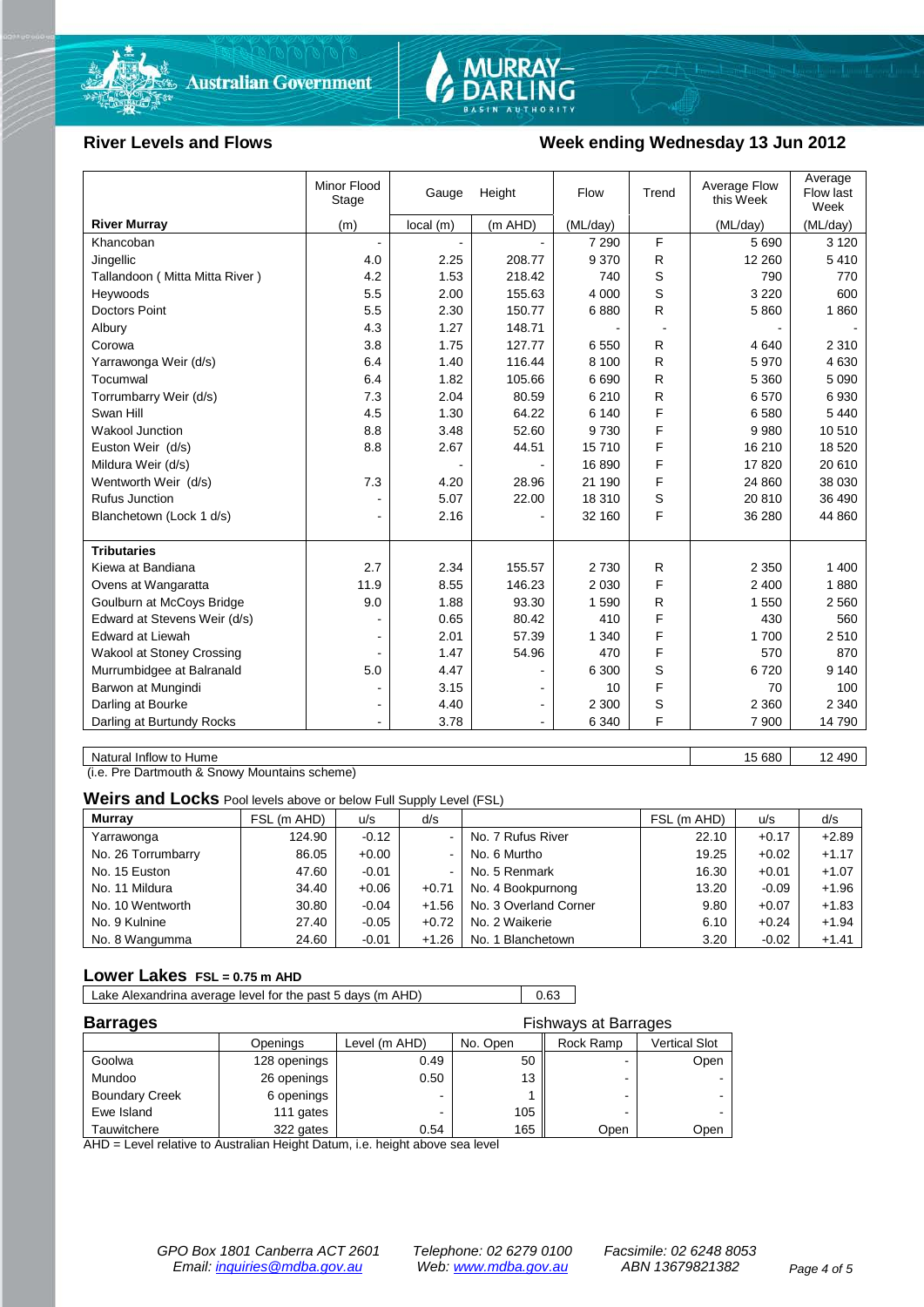## River Levels and Flows

## Week ending Wednesday 13 Jun 2012

| | Minor Flood Stage | Gauge | Height | Flow | Trend | Average Flow this Week | Average Flow last Week |
|---|---|---|---|---|---|---|---|
| **River Murray** | (m) | local (m) | (m AHD) | (ML/day) | | (ML/day) | (ML/day) |
| Khancoban | - | - | - | 7 290 | F | 5 690 | 3 120 |
| Jingellic | 4.0 | 2.25 | 208.77 | 9 370 | R | 12 260 | 5 410 |
| Tallandoon ( Mitta Mitta River ) | 4.2 | 1.53 | 218.42 | 740 | S | 790 | 770 |
| Heywoods | 5.5 | 2.00 | 155.63 | 4 000 | S | 3 220 | 600 |
| Doctors Point | 5.5 | 2.30 | 150.77 | 6 880 | R | 5 860 | 1 860 |
| Albury | 4.3 | 1.27 | 148.71 | - | - | - | - |
| Corowa | 3.8 | 1.75 | 127.77 | 6 550 | R | 4 640 | 2 310 |
| Yarrawonga Weir (d/s) | 6.4 | 1.40 | 116.44 | 8 100 | R | 5 970 | 4 630 |
| Tocumwal | 6.4 | 1.82 | 105.66 | 6 690 | R | 5 360 | 5 090 |
| Torrumbarry Weir (d/s) | 7.3 | 2.04 | 80.59 | 6 210 | R | 6 570 | 6 930 |
| Swan Hill | 4.5 | 1.30 | 64.22 | 6 140 | F | 6 580 | 5 440 |
| Wakool Junction | 8.8 | 3.48 | 52.60 | 9 730 | F | 9 980 | 10 510 |
| Euston Weir (d/s) | 8.8 | 2.67 | 44.51 | 15 710 | F | 16 210 | 18 520 |
| Mildura Weir (d/s) | | - | - | 16 890 | F | 17 820 | 20 610 |
| Wentworth Weir (d/s) | 7.3 | 4.20 | 28.96 | 21 190 | F | 24 860 | 38 030 |
| Rufus Junction | - | 5.07 | 22.00 | 18 310 | S | 20 810 | 36 490 |
| Blanchetown (Lock 1 d/s) | - | 2.16 | - | 32 160 | F | 36 280 | 44 860 |
| | | | | | | | |
| **Tributaries** | | | | | | | |
| Kiewa at Bandiana | 2.7 | 2.34 | 155.57 | 2 730 | R | 2 350 | 1 400 |
| Ovens at Wangaratta | 11.9 | 8.55 | 146.23 | 2 030 | F | 2 400 | 1 880 |
| Goulburn at McCoys Bridge | 9.0 | 1.88 | 93.30 | 1 590 | R | 1 550 | 2 560 |
| Edward at Stevens Weir (d/s) | - | 0.65 | 80.42 | 410 | F | 430 | 560 |
| Edward at Liewah | - | 2.01 | 57.39 | 1 340 | F | 1 700 | 2 510 |
| Wakool at Stoney Crossing | - | 1.47 | 54.96 | 470 | F | 570 | 870 |
| Murrumbidgee at Balranald | 5.0 | 4.47 | - | 6 300 | S | 6 720 | 9 140 |
| Barwon at Mungindi | - | 3.15 | - | 10 | F | 70 | 100 |
| Darling at Bourke | - | 4.40 | - | 2 300 | S | 2 360 | 2 340 |
| Darling at Burtundy Rocks | - | 3.78 | - | 6 340 | F | 7 900 | 14 790 |

| | This Week | Last Week |
|---|---|---|
| Natural Inflow to Hume | 15 680 | 12 490 |

(i.e. Pre Dartmouth & Snowy Mountains scheme)

### Weirs and Locks
Pool levels above or below Full Supply Level (FSL)

| Murray | FSL (m AHD) | u/s | d/s | | FSL (m AHD) | u/s | d/s |
|---|---|---|---|---|---|---|---|
| Yarrawonga | 124.90 | -0.12 | - | No. 7 Rufus River | 22.10 | +0.17 | +2.89 |
| No. 26 Torrumbarry | 86.05 | +0.00 | - | No. 6 Murtho | 19.25 | +0.02 | +1.17 |
| No. 15 Euston | 47.60 | -0.01 | - | No. 5 Renmark | 16.30 | +0.01 | +1.07 |
| No. 11 Mildura | 34.40 | +0.06 | +0.71 | No. 4 Bookpurnong | 13.20 | -0.09 | +1.96 |
| No. 10 Wentworth | 30.80 | -0.04 | +1.56 | No. 3 Overland Corner | 9.80 | +0.07 | +1.83 |
| No. 9 Kulnine | 27.40 | -0.05 | +0.72 | No. 2 Waikerie | 6.10 | +0.24 | +1.94 |
| No. 8 Wangumma | 24.60 | -0.01 | +1.26 | No. 1 Blanchetown | 3.20 | -0.02 | +1.41 |

### Lower Lakes FSL = 0.75 m AHD

| | |
|---|---|
| Lake Alexandrina average level for the past 5 days (m AHD) | 0.63 |

### Barrages

| | Openings | Level (m AHD) | No. Open | Fishways at Barrages: Rock Ramp | Vertical Slot |
|---|---|---|---|---|---|
| Goolwa | 128 openings | 0.49 | 50 | - | Open |
| Mundoo | 26 openings | 0.50 | 13 | - | - |
| Boundary Creek | 6 openings | - | 1 | - | - |
| Ewe Island | 111 gates | - | 105 | - | - |
| Tauwitchere | 322 gates | 0.54 | 165 | Open | Open |

AHD = Level relative to Australian Height Datum, i.e. height above sea level

*GPO Box 1801 Canberra ACT 2601 Email: inquiries@mdba.gov.au*
*Telephone: 02 6279 0100 Web: www.mdba.gov.au*
*Facsimile: 02 6248 8053 ABN 13679821382*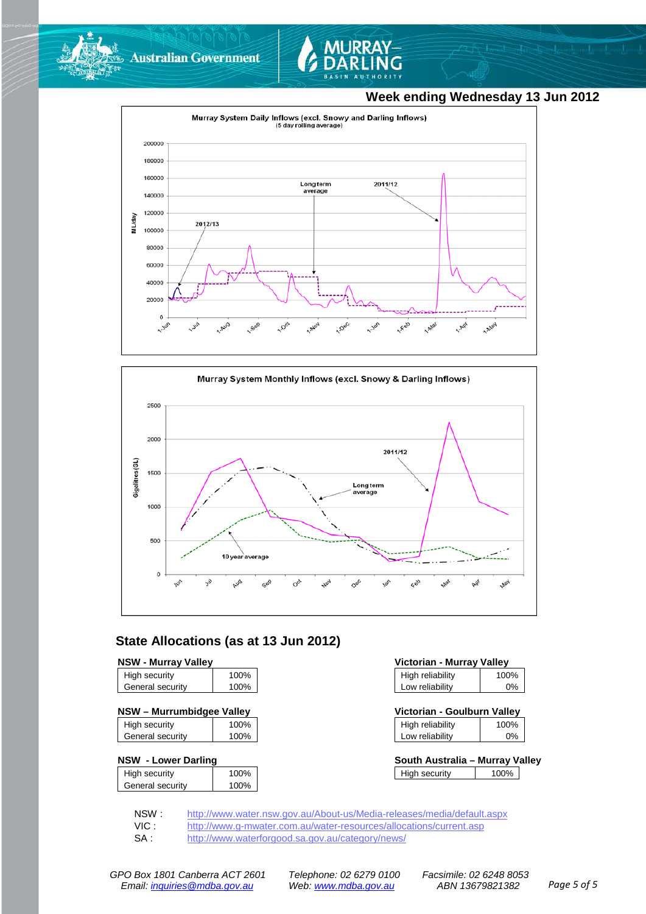Week ending Wednesday 13 Jun 2012

Murray System Daily Inflows (excl. Snowy and Darling Inflows)
(5 day rolling average)

ML/day

200000
180000
160000
140000
120000
100000
80000
60000
40000
20000
0

1-Jun 1-Jul 1-Aug 1-Sep 1-Oct 1-Nov 1-Dec 1-Jan 1-Feb 1-Mar 1-Apr 1-May

2012/13
Long term average
2011/12

Murray System Monthly Inflows (excl. Snowy & Darling Inflows)

Gigalitres (GL)

2500
2000
1500
1000
500
0

Jun Jul Aug Sep Oct Nov Dec Jan Feb Mar Apr May

2011/12
Long term average
10 year average

## State Allocations (as at 13 Jun 2012)

**NSW - Murray Valley**

| | |
|---|---|
| High security | 100% |
| General security | 100% |

**NSW – Murrumbidgee Valley**

| | |
|---|---|
| High security | 100% |
| General security | 100% |

**NSW - Lower Darling**

| | |
|---|---|
| High security | 100% |
| General security | 100% |

**Victorian - Murray Valley**

| | |
|---|---|
| High reliability | 100% |
| Low reliability | 0% |

**Victorian - Goulburn Valley**

| | |
|---|---|
| High reliability | 100% |
| Low reliability | 0% |

**South Australia – Murray Valley**

| | |
|---|---|
| High security | 100% |

NSW : http://www.water.nsw.gov.au/About-us/Media-releases/media/default.aspx
VIC : http://www.g-mwater.com.au/water-resources/allocations/current.asp
SA : http://www.waterforgood.sa.gov.au/category/news/

*GPO Box 1801 Canberra ACT 2601* *Telephone: 02 6279 0100* *Facsimile: 02 6248 8053*
*Email: inquiries@mdba.gov.au* *Web: www.mdba.gov.au* *ABN 13679821382*